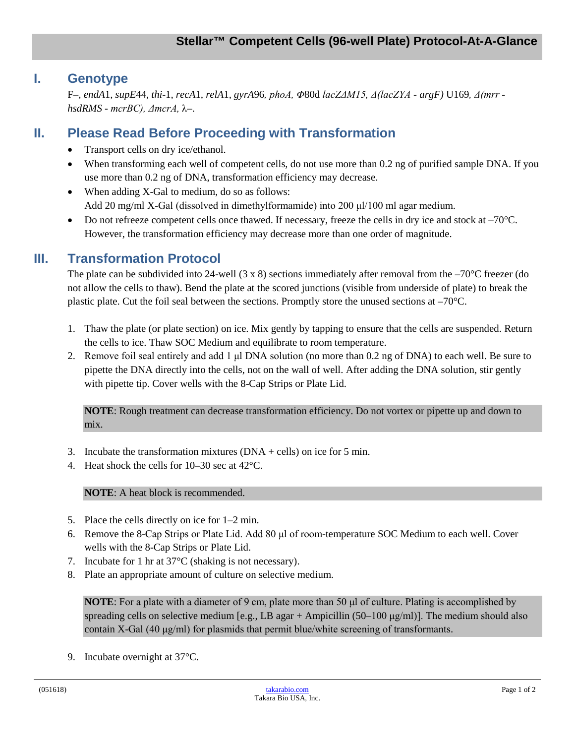# Stellar™ Competent Cells (96-well Plate) Protocol-At-A-Glance

## I. Genotype

F–, *endA*1, *supE*44, *thi*-1, *recA*1, *relA*1, *gyrA*96*, phoA, Φ*80d *lacZΔM15, Δ(lacZYA - argF)* U169*, Δ(mrr - hsdRMS - mcrBC), ΔmcrA,* λ–.

## II. Please Read Before Proceeding with Transformation

- Transport cells on dry ice/ethanol.
- When transforming each well of competent cells, do not use more than 0.2 ng of purified sample DNA. If you use more than 0.2 ng of DNA, transformation efficiency may decrease.
- When adding X-Gal to medium, do so as follows:
  Add 20 mg/ml X-Gal (dissolved in dimethylformamide) into 200 µl/100 ml agar medium.
- Do not refreeze competent cells once thawed. If necessary, freeze the cells in dry ice and stock at –70°C. However, the transformation efficiency may decrease more than one order of magnitude.

## III. Transformation Protocol

The plate can be subdivided into 24-well (3 x 8) sections immediately after removal from the –70°C freezer (do not allow the cells to thaw). Bend the plate at the scored junctions (visible from underside of plate) to break the plastic plate. Cut the foil seal between the sections. Promptly store the unused sections at –70°C.

1. Thaw the plate (or plate section) on ice. Mix gently by tapping to ensure that the cells are suspended. Return the cells to ice. Thaw SOC Medium and equilibrate to room temperature.
2. Remove foil seal entirely and add 1 µl DNA solution (no more than 0.2 ng of DNA) to each well. Be sure to pipette the DNA directly into the cells, not on the wall of well. After adding the DNA solution, stir gently with pipette tip. Cover wells with the 8-Cap Strips or Plate Lid.

   **NOTE**: Rough treatment can decrease transformation efficiency. Do not vortex or pipette up and down to mix.

3. Incubate the transformation mixtures (DNA + cells) on ice for 5 min.
4. Heat shock the cells for 10–30 sec at 42°C.

   **NOTE**: A heat block is recommended.

5. Place the cells directly on ice for 1–2 min.
6. Remove the 8-Cap Strips or Plate Lid. Add 80 µl of room-temperature SOC Medium to each well. Cover wells with the 8-Cap Strips or Plate Lid.
7. Incubate for 1 hr at 37°C (shaking is not necessary).
8. Plate an appropriate amount of culture on selective medium.

   **NOTE**: For a plate with a diameter of 9 cm, plate more than 50 µl of culture. Plating is accomplished by spreading cells on selective medium [e.g., LB agar + Ampicillin (50–100 µg/ml)]. The medium should also contain X-Gal (40 µg/ml) for plasmids that permit blue/white screening of transformants.

9. Incubate overnight at 37°C.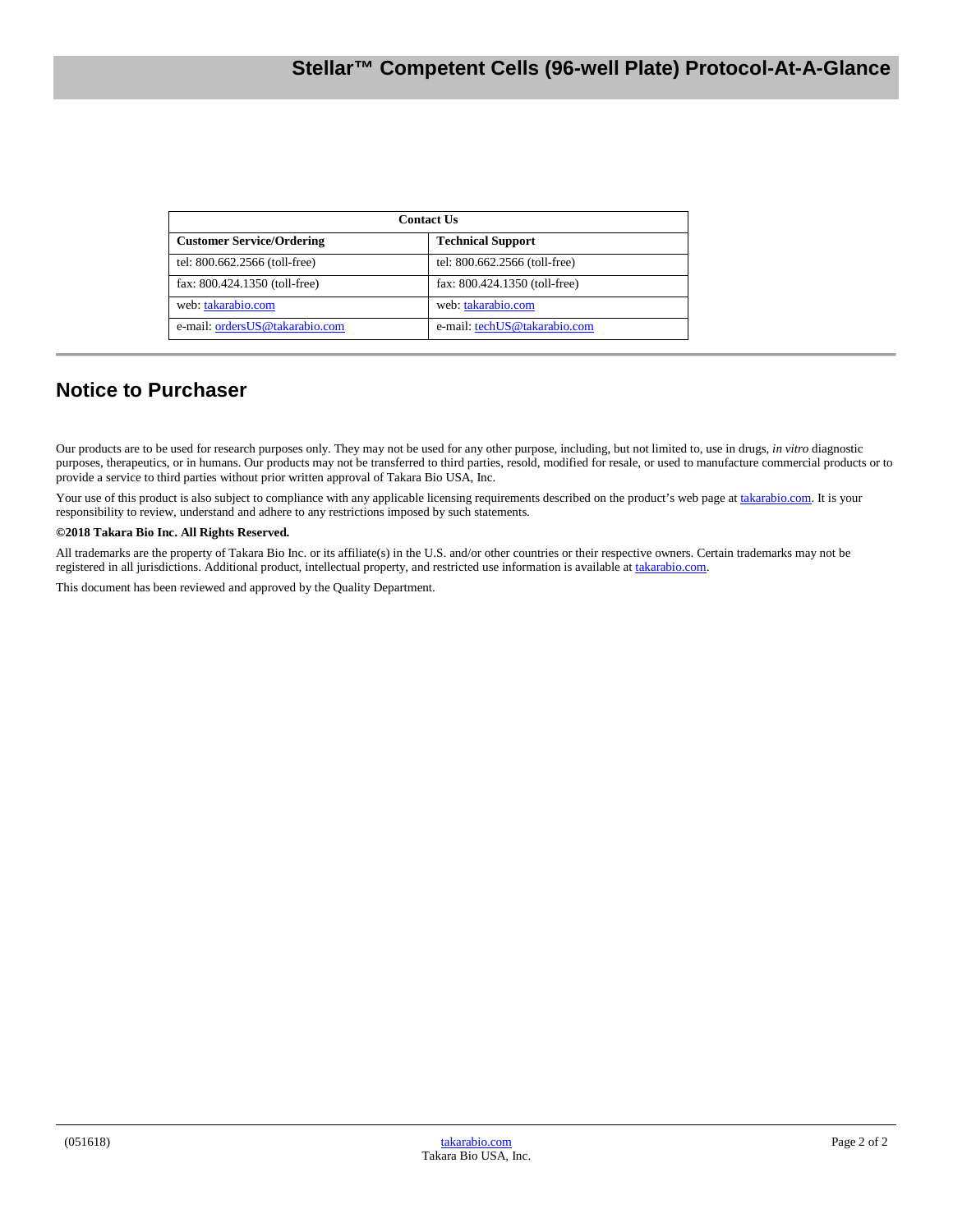| Contact Us | |
|---|---|
| **Customer Service/Ordering** | **Technical Support** |
| tel: 800.662.2566 (toll-free) | tel: 800.662.2566 (toll-free) |
| fax: 800.424.1350 (toll-free) | fax: 800.424.1350 (toll-free) |
| web: takarabio.com | web: takarabio.com |
| e-mail: ordersUS@takarabio.com | e-mail: techUS@takarabio.com |

## Notice to Purchaser

Our products are to be used for research purposes only. They may not be used for any other purpose, including, but not limited to, use in drugs, *in vitro* diagnostic purposes, therapeutics, or in humans. Our products may not be transferred to third parties, resold, modified for resale, or used to manufacture commercial products or to provide a service to third parties without prior written approval of Takara Bio USA, Inc.

Your use of this product is also subject to compliance with any applicable licensing requirements described on the product's web page at takarabio.com. It is your responsibility to review, understand and adhere to any restrictions imposed by such statements.

**©2018 Takara Bio Inc. All Rights Reserved.**

All trademarks are the property of Takara Bio Inc. or its affiliate(s) in the U.S. and/or other countries or their respective owners. Certain trademarks may not be registered in all jurisdictions. Additional product, intellectual property, and restricted use information is available at takarabio.com.

This document has been reviewed and approved by the Quality Department.